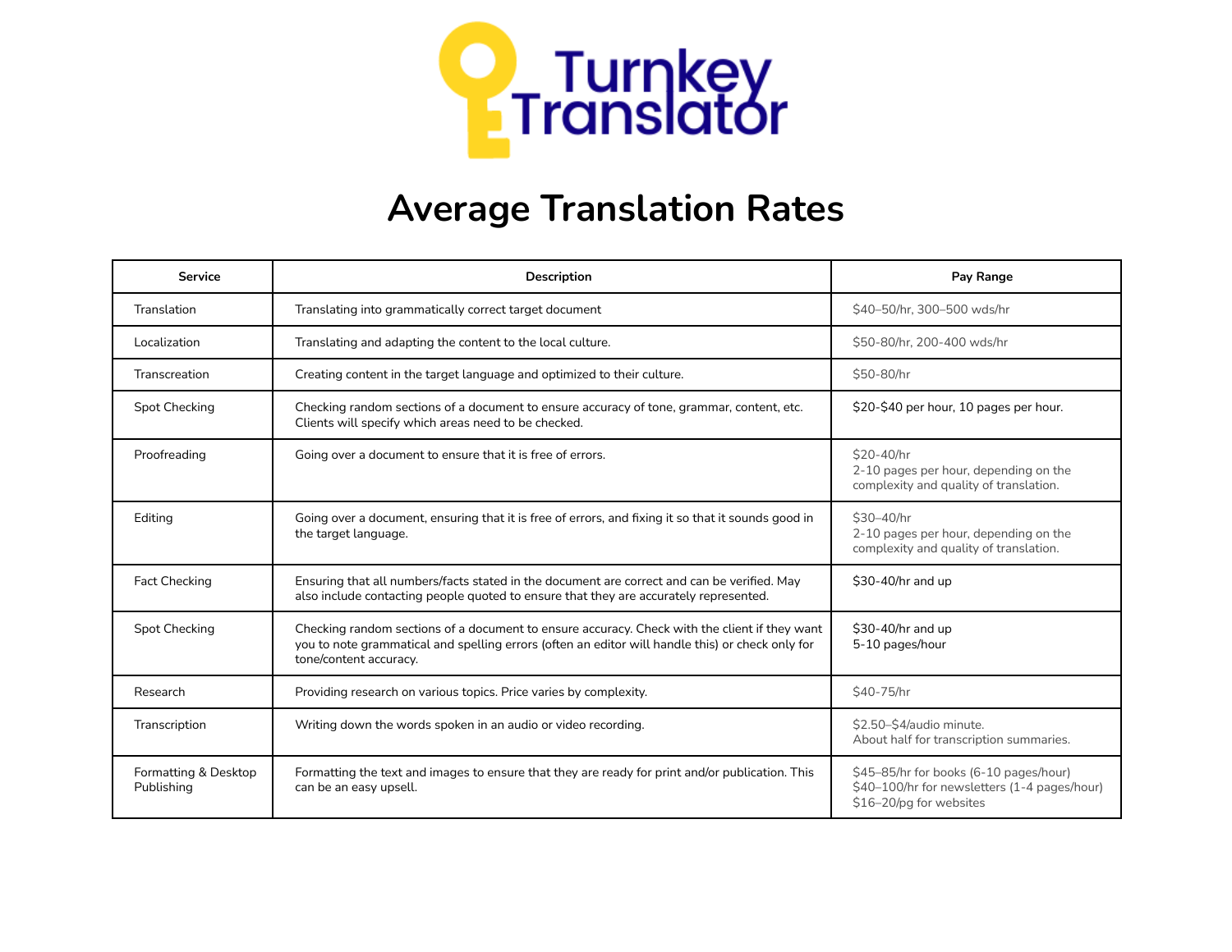Turnkey Translator

# Average Translation Rates

| Service | Description | Pay Range |
|---|---|---|
| Translation | Translating into grammatically correct target document | $40–50/hr, 300–500 wds/hr |
| Localization | Translating and adapting the content to the local culture. | $50-80/hr, 200-400 wds/hr |
| Transcreation | Creating content in the target language and optimized to their culture. | $50-80/hr |
| Spot Checking | Checking random sections of a document to ensure accuracy of tone, grammar, content, etc. Clients will specify which areas need to be checked. | $20-$40 per hour, 10 pages per hour. |
| Proofreading | Going over a document to ensure that it is free of errors. | $20-40/hr<br>2-10 pages per hour, depending on the complexity and quality of translation. |
| Editing | Going over a document, ensuring that it is free of errors, and fixing it so that it sounds good in the target language. | $30–40/hr<br>2-10 pages per hour, depending on the complexity and quality of translation. |
| Fact Checking | Ensuring that all numbers/facts stated in the document are correct and can be verified. May also include contacting people quoted to ensure that they are accurately represented. | $30-40/hr and up |
| Spot Checking | Checking random sections of a document to ensure accuracy. Check with the client if they want you to note grammatical and spelling errors (often an editor will handle this) or check only for tone/content accuracy. | $30-40/hr and up<br>5-10 pages/hour |
| Research | Providing research on various topics. Price varies by complexity. | $40-75/hr |
| Transcription | Writing down the words spoken in an audio or video recording. | $2.50–$4/audio minute.<br>About half for transcription summaries. |
| Formatting & Desktop Publishing | Formatting the text and images to ensure that they are ready for print and/or publication. This can be an easy upsell. | $45–85/hr for books (6-10 pages/hour)<br>$40–100/hr for newsletters (1-4 pages/hour)<br>$16–20/pg for websites |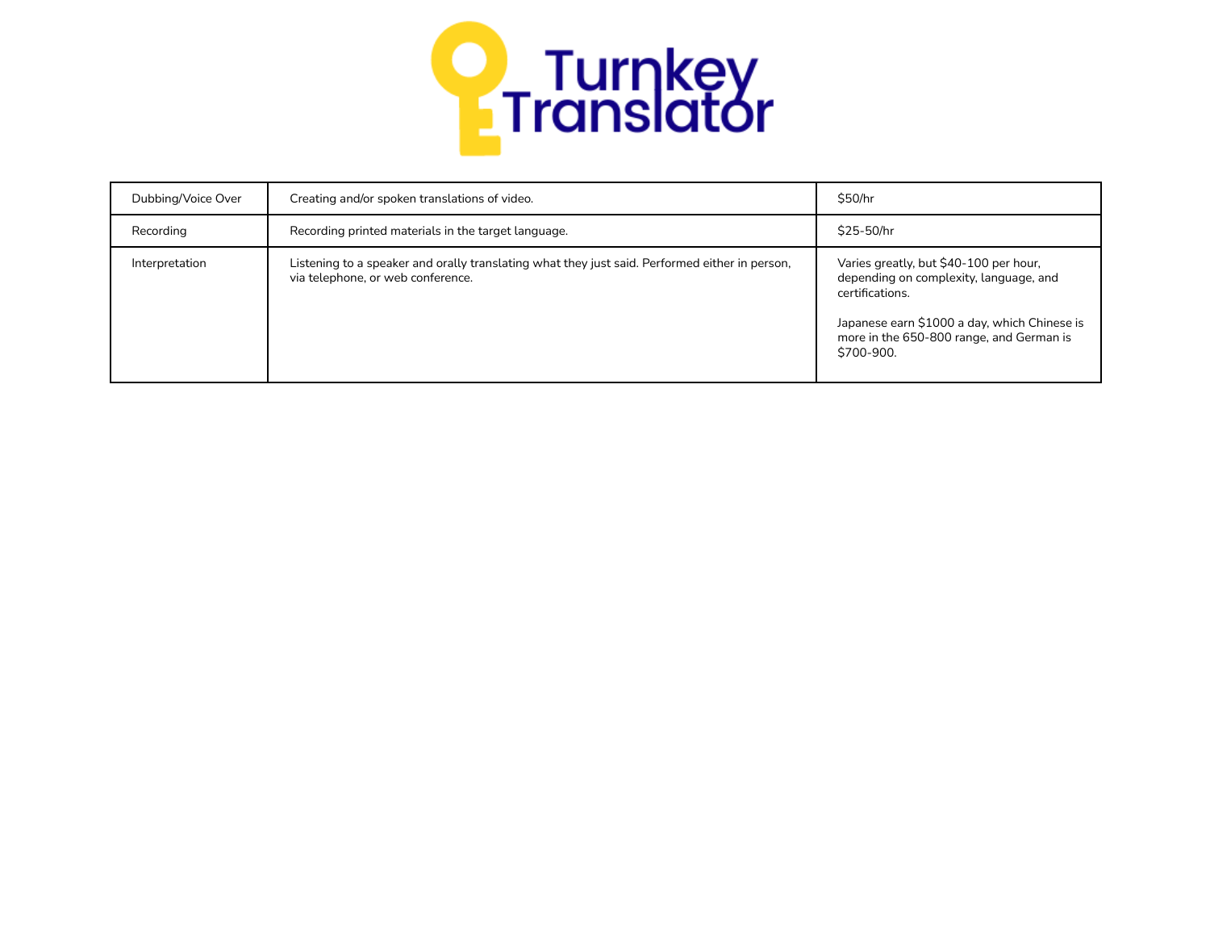| | | |
|---|---|---|
| Dubbing/Voice Over | Creating and/or spoken translations of video. | $50/hr |
| Recording | Recording printed materials in the target language. | $25-50/hr |
| Interpretation | Listening to a speaker and orally translating what they just said. Performed either in person, via telephone, or web conference. | Varies greatly, but $40-100 per hour, depending on complexity, language, and certifications.<br><br>Japanese earn $1000 a day, which Chinese is more in the 650-800 range, and German is $700-900. |